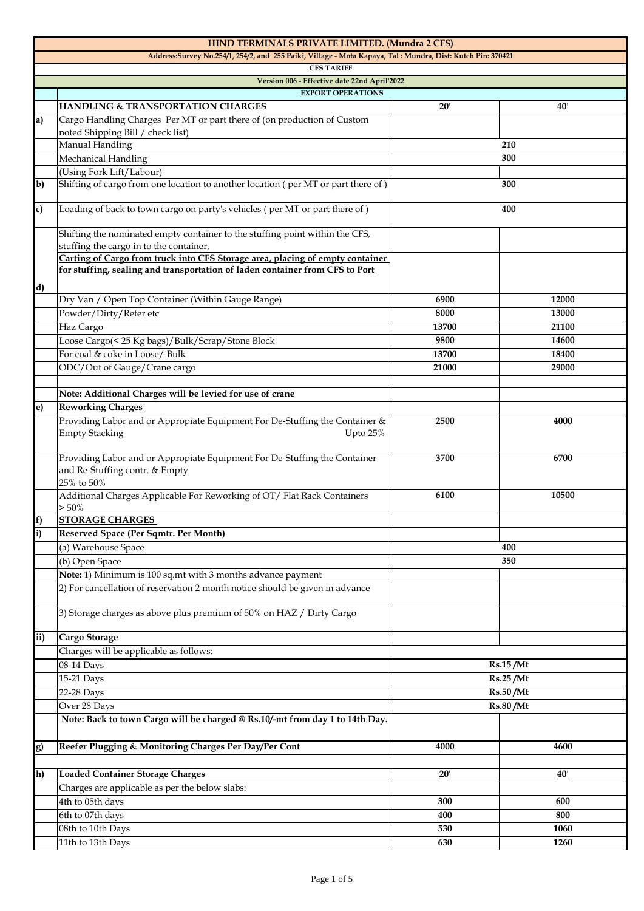# HIND TERMINALS PRIVATE LIMITED. (Mundra 2 CFS)

**Address:Survey No.254/1, 254/2, and 255 Paiki, Village - Mota Kapaya, Tal : Mundra, Dist: Kutch Pin: 370421**

**CFS TARIFF**

**Version 006 - Effective date 22nd April'2022**

**EXPORT OPERATIONS**

| | **HANDLING & TRANSPORTATION CHARGES** | **20'** | **40'** |
|---|---|---|---|
| **a)** | Cargo Handling Charges Per MT or part there of (on production of Custom noted Shipping Bill / check list) | | |
| | Manual Handling | 210 | |
| | Mechanical Handling | 300 | |
| | (Using Fork Lift/Labour) | | |
| **b)** | Shifting of cargo from one location to another location ( per MT or part there of ) | 300 | |
| **c)** | Loading of back to town cargo on party's vehicles ( per MT or part there of ) | 400 | |
| **d)** | Shifting the nominated empty container to the stuffing point within the CFS, stuffing the cargo in to the container, **Carting of Cargo from truck into CFS Storage area, placing of empty container for stuffing, sealing and transportation of laden container from CFS to Port** | | |
| | Dry Van / Open Top Container (Within Gauge Range) | 6900 | 12000 |
| | Powder/Dirty/Refer etc | 8000 | 13000 |
| | Haz Cargo | 13700 | 21100 |
| | Loose Cargo(< 25 Kg bags)/Bulk/Scrap/Stone Block | 9800 | 14600 |
| | For coal & coke in Loose/ Bulk | 13700 | 18400 |
| | ODC/Out of Gauge/Crane cargo | 21000 | 29000 |
| | | | |
| | **Note: Additional Charges will be levied for use of crane** | | |
| **e)** | **Reworking Charges** | | |
| | Providing Labor and or Appropiate Equipment For De-Stuffing the Container & Empty Stacking Upto 25% | 2500 | 4000 |
| | Providing Labor and or Appropiate Equipment For De-Stuffing the Container and Re-Stuffing contr. & Empty 25% to 50% | 3700 | 6700 |
| | Additional Charges Applicable For Reworking of OT/ Flat Rack Containers > 50% | 6100 | 10500 |
| **f)** | **STORAGE CHARGES** | | |
| **i)** | **Reserved Space (Per Sqmtr. Per Month)** | | |
| | (a) Warehouse Space | 400 | |
| | (b) Open Space | 350 | |
| | **Note:** 1) Minimum is 100 sq.mt with 3 months advance payment | | |
| | 2) For cancellation of reservation 2 month notice should be given in advance | | |
| | 3) Storage charges as above plus premium of 50% on HAZ / Dirty Cargo | | |
| **ii)** | **Cargo Storage** | | |
| | Charges will be applicable as follows: | | |
| | 08-14 Days | Rs.15 /Mt | |
| | 15-21 Days | Rs.25 /Mt | |
| | 22-28 Days | Rs.50 /Mt | |
| | Over 28 Days | Rs.80 /Mt | |
| | **Note: Back to town Cargo will be charged @ Rs.10/-mt from day 1 to 14th Day.** | | |
| **g)** | **Reefer Plugging & Monitoring Charges Per Day/Per Cont** | 4000 | 4600 |
| | | | |
| **h)** | **Loaded Container Storage Charges** | **20'** | **40'** |
| | Charges are applicable as per the below slabs: | | |
| | 4th to 05th days | 300 | 600 |
| | 6th to 07th days | 400 | 800 |
| | 08th to 10th Days | 530 | 1060 |
| | 11th to 13th Days | 630 | 1260 |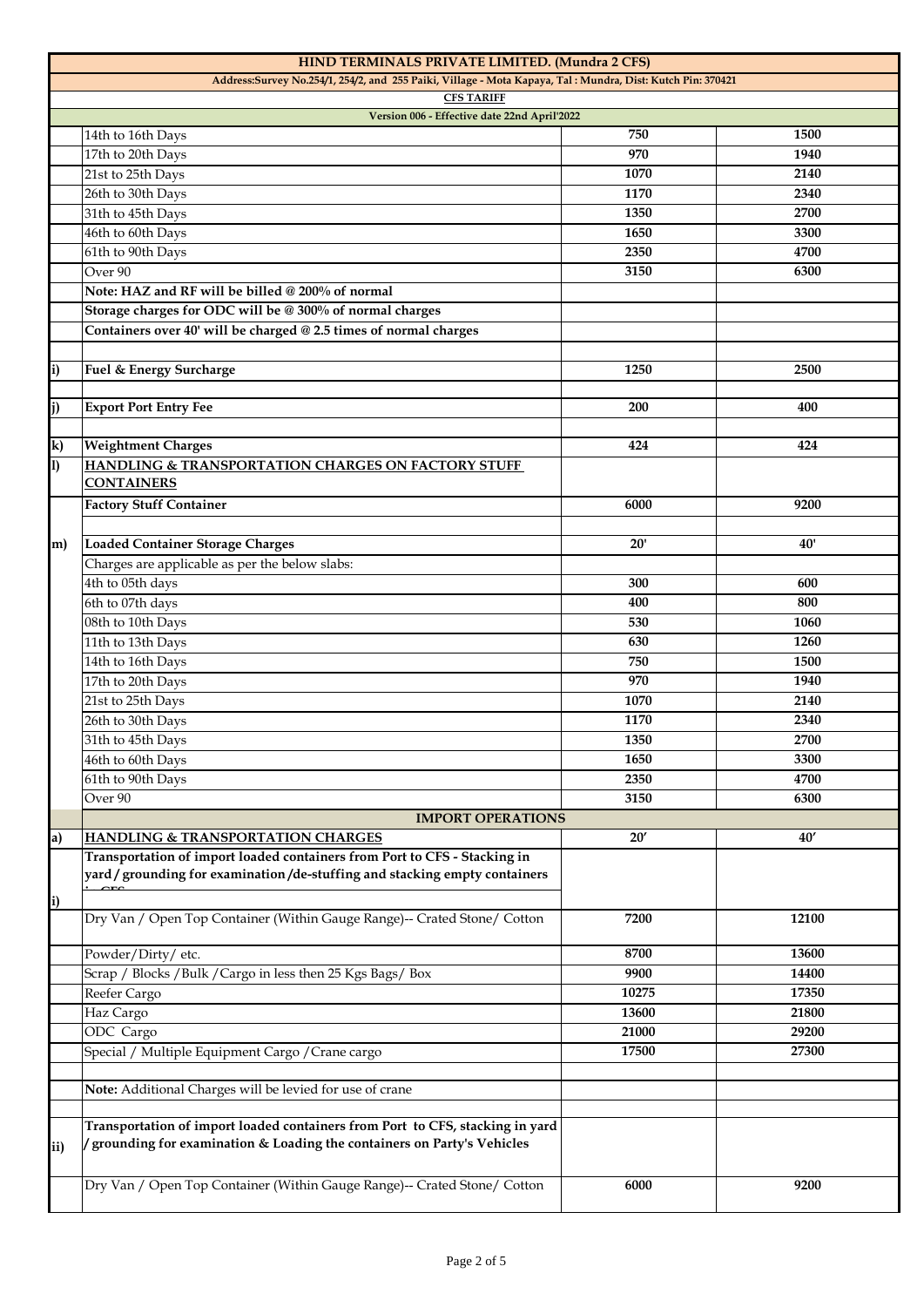| HIND TERMINALS PRIVATE LIMITED. (Mundra 2 CFS) | | | |
|---|---|---|---|
| Address:Survey No.254/1, 254/2, and 255 Paiki, Village - Mota Kapaya, Tal : Mundra, Dist: Kutch Pin: 370421 | | | |
| CFS TARIFF | | | |
| Version 006 - Effective date 22nd April'2022 | | | |
| | 14th to 16th Days | 750 | 1500 |
| | 17th to 20th Days | 970 | 1940 |
| | 21st to 25th Days | 1070 | 2140 |
| | 26th to 30th Days | 1170 | 2340 |
| | 31th to 45th Days | 1350 | 2700 |
| | 46th to 60th Days | 1650 | 3300 |
| | 61th to 90th Days | 2350 | 4700 |
| | Over 90 | 3150 | 6300 |
| | **Note: HAZ and RF will be billed @ 200% of normal** | | |
| | **Storage charges for ODC will be @ 300% of normal charges** | | |
| | **Containers over 40' will be charged @ 2.5 times of normal charges** | | |
| | | | |
| i) | **Fuel & Energy Surcharge** | 1250 | 2500 |
| | | | |
| j) | **Export Port Entry Fee** | 200 | 400 |
| | | | |
| k) | **Weightment Charges** | 424 | 424 |
| l) | **HANDLING & TRANSPORTATION CHARGES ON FACTORY STUFF CONTAINERS** | | |
| | **Factory Stuff Container** | 6000 | 9200 |
| | | | |
| m) | **Loaded Container Storage Charges** | 20' | 40' |
| | Charges are applicable as per the below slabs: | | |
| | 4th to 05th days | 300 | 600 |
| | 6th to 07th days | 400 | 800 |
| | 08th to 10th Days | 530 | 1060 |
| | 11th to 13th Days | 630 | 1260 |
| | 14th to 16th Days | 750 | 1500 |
| | 17th to 20th Days | 970 | 1940 |
| | 21st to 25th Days | 1070 | 2140 |
| | 26th to 30th Days | 1170 | 2340 |
| | 31th to 45th Days | 1350 | 2700 |
| | 46th to 60th Days | 1650 | 3300 |
| | 61th to 90th Days | 2350 | 4700 |
| | Over 90 | 3150 | 6300 |
| | **IMPORT OPERATIONS** | | |
| a) | **HANDLING & TRANSPORTATION CHARGES** | 20' | 40' |
| i) | **Transportation of import loaded containers from Port to CFS - Stacking in yard / grounding for examination /de-stuffing and stacking empty containers in CFS** | | |
| | Dry Van / Open Top Container (Within Gauge Range)-- Crated Stone/ Cotton | 7200 | 12100 |
| | Powder/Dirty/ etc. | 8700 | 13600 |
| | Scrap / Blocks /Bulk /Cargo in less then 25 Kgs Bags/ Box | 9900 | 14400 |
| | Reefer Cargo | 10275 | 17350 |
| | Haz Cargo | 13600 | 21800 |
| | ODC Cargo | 21000 | 29200 |
| | Special / Multiple Equipment Cargo /Crane cargo | 17500 | 27300 |
| | | | |
| | **Note:** Additional Charges will be levied for use of crane | | |
| | | | |
| ii) | **Transportation of import loaded containers from Port to CFS, stacking in yard / grounding for examination & Loading the containers on Party's Vehicles** | | |
| | Dry Van / Open Top Container (Within Gauge Range)-- Crated Stone/ Cotton | 6000 | 9200 |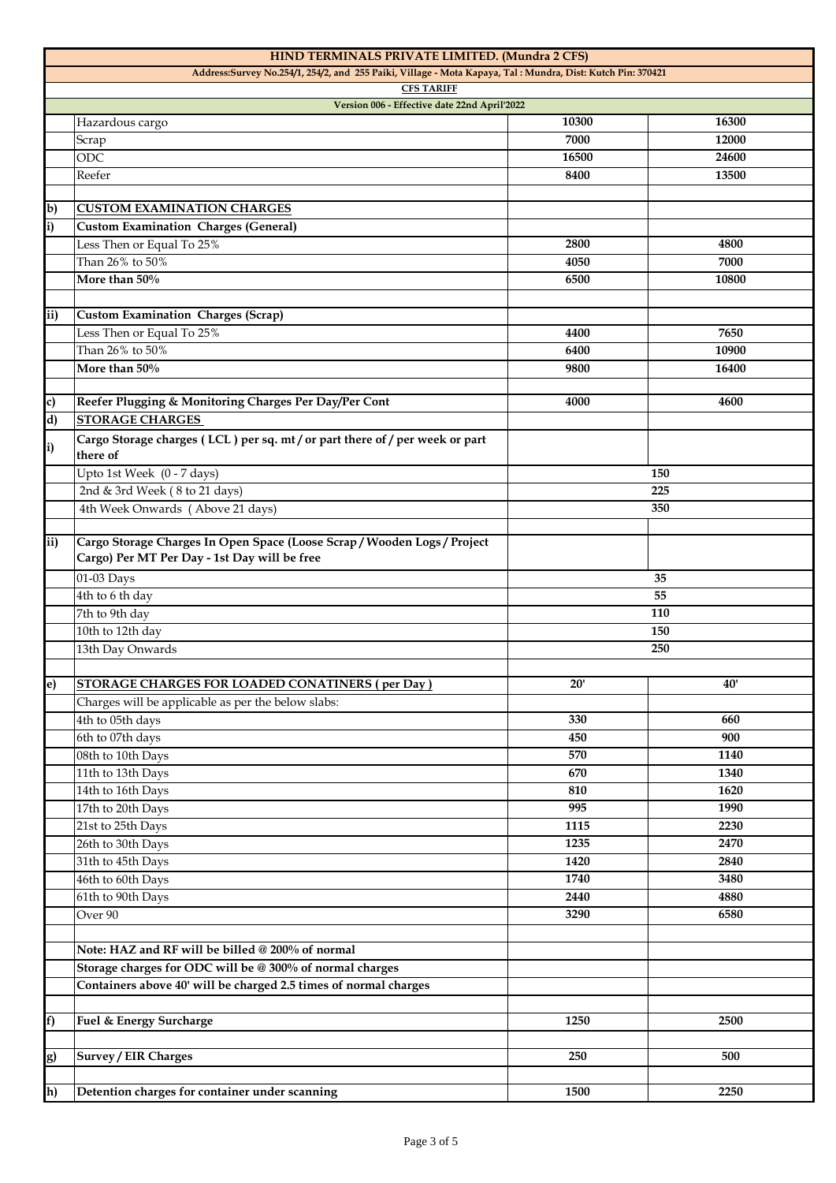| HIND TERMINALS PRIVATE LIMITED. (Mundra 2 CFS) | | | |
|---|---|---|---|
| Address:Survey No.254/1, 254/2, and 255 Paiki, Village - Mota Kapaya, Tal : Mundra, Dist: Kutch Pin: 370421 | | | |
| CFS TARIFF | | | |
| Version 006 - Effective date 22nd April'2022 | | | |
| | Hazardous cargo | 10300 | 16300 |
| | Scrap | 7000 | 12000 |
| | ODC | 16500 | 24600 |
| | Reefer | 8400 | 13500 |
| | | | |
| **b)** | **CUSTOM EXAMINATION CHARGES** | | |
| **i)** | **Custom Examination Charges (General)** | | |
| | Less Then or Equal To 25% | 2800 | 4800 |
| | Than 26% to 50% | 4050 | 7000 |
| | **More than 50%** | 6500 | 10800 |
| | | | |
| **ii)** | **Custom Examination Charges (Scrap)** | | |
| | Less Then or Equal To 25% | 4400 | 7650 |
| | Than 26% to 50% | 6400 | 10900 |
| | **More than 50%** | 9800 | 16400 |
| | | | |
| **c)** | **Reefer Plugging & Monitoring Charges Per Day/Per Cont** | 4000 | 4600 |
| **d)** | **STORAGE CHARGES** | | |
| **i)** | **Cargo Storage charges ( LCL ) per sq. mt / or part there of / per week or part there of** | | |
| | Upto 1st Week (0 - 7 days) | 150 | |
| | 2nd & 3rd Week ( 8 to 21 days) | 225 | |
| | 4th Week Onwards ( Above 21 days) | 350 | |
| | | | |
| **ii)** | **Cargo Storage Charges In Open Space (Loose Scrap / Wooden Logs / Project Cargo) Per MT Per Day - 1st Day will be free** | | |
| | 01-03 Days | 35 | |
| | 4th to 6 th day | 55 | |
| | 7th to 9th day | 110 | |
| | 10th to 12th day | 150 | |
| | 13th Day Onwards | 250 | |
| | | | |
| **e)** | **STORAGE CHARGES FOR LOADED CONATINERS ( per Day )** | **20'** | **40'** |
| | Charges will be applicable as per the below slabs: | | |
| | 4th to 05th days | 330 | 660 |
| | 6th to 07th days | 450 | 900 |
| | 08th to 10th Days | 570 | 1140 |
| | 11th to 13th Days | 670 | 1340 |
| | 14th to 16th Days | 810 | 1620 |
| | 17th to 20th Days | 995 | 1990 |
| | 21st to 25th Days | 1115 | 2230 |
| | 26th to 30th Days | 1235 | 2470 |
| | 31th to 45th Days | 1420 | 2840 |
| | 46th to 60th Days | 1740 | 3480 |
| | 61th to 90th Days | 2440 | 4880 |
| | Over 90 | 3290 | 6580 |
| | | | |
| | **Note: HAZ and RF will be billed @ 200% of normal** | | |
| | **Storage charges for ODC will be @ 300% of normal charges** | | |
| | **Containers above 40' will be charged 2.5 times of normal charges** | | |
| | | | |
| **f)** | **Fuel & Energy Surcharge** | 1250 | 2500 |
| | | | |
| **g)** | **Survey / EIR Charges** | 250 | 500 |
| | | | |
| **h)** | **Detention charges for container under scanning** | 1500 | 2250 |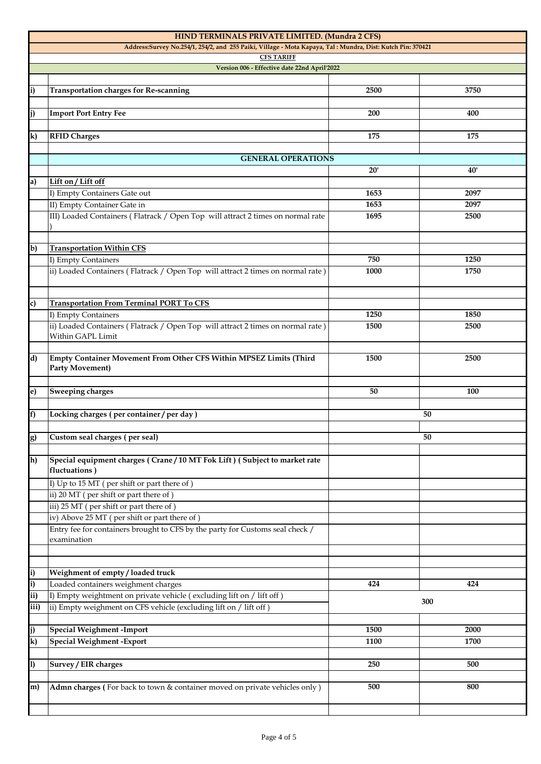# HIND TERMINALS PRIVATE LIMITED. (Mundra 2 CFS)

Address:Survey No.254/1, 254/2, and 255 Paiki, Village - Mota Kapaya, Tal : Mundra, Dist: Kutch Pin: 370421

CFS TARIFF

Version 006 - Effective date 22nd April'2022

| | | | |
|---|---|---|---|
| i) | **Transportation charges for Re-scanning** | **2500** | **3750** |
| j) | **Import Port Entry Fee** | **200** | **400** |
| k) | **RFID Charges** | **175** | **175** |
| | **GENERAL OPERATIONS** | | |
| | | **20'** | **40'** |
| a) | **Lift on / Lift off** | | |
| | I) Empty Containers Gate out | **1653** | **2097** |
| | II) Empty Container Gate in | **1653** | **2097** |
| | III) Loaded Containers ( Flatrack / Open Top will attract 2 times on normal rate ) | **1695** | **2500** |
| b) | **Transportation Within CFS** | | |
| | I) Empty Containers | **750** | **1250** |
| | ii) Loaded Containers ( Flatrack / Open Top will attract 2 times on normal rate ) | **1000** | **1750** |
| c) | **Transportation From Terminal PORT To CFS** | | |
| | I) Empty Containers | **1250** | **1850** |
| | ii) Loaded Containers ( Flatrack / Open Top will attract 2 times on normal rate ) Within GAPL Limit | **1500** | **2500** |
| d) | **Empty Container Movement From Other CFS Within MPSEZ Limits (Third Party Movement)** | **1500** | **2500** |
| e) | **Sweeping charges** | **50** | **100** |
| f) | **Locking charges ( per container / per day )** | **50** | |
| g) | **Custom seal charges ( per seal)** | **50** | |
| h) | **Special equipment charges ( Crane / 10 MT Fok Lift ) ( Subject to market rate fluctuations )** | | |
| | I) Up to 15 MT ( per shift or part there of ) | | |
| | ii) 20 MT ( per shift or part there of ) | | |
| | iii) 25 MT ( per shift or part there of ) | | |
| | iv) Above 25 MT ( per shift or part there of ) | | |
| | Entry fee for containers brought to CFS by the party for Customs seal check / examination | | |
| i) | **Weighment of empty / loaded truck** | | |
| i) | Loaded containers weighment charges | **424** | **424** |
| ii) | I) Empty weightment on private vehicle ( excluding lift on / lift off ) | **300** | |
| iii) | ii) Empty weighment on CFS vehicle (excluding lift on / lift off ) | | |
| j) | **Special Weighment -Import** | **1500** | **2000** |
| k) | **Special Weighment -Export** | **1100** | **1700** |
| l) | **Survey / EIR charges** | **250** | **500** |
| m) | **Admn charges (** For back to town & container moved on private vehicles only ) | **500** | **800** |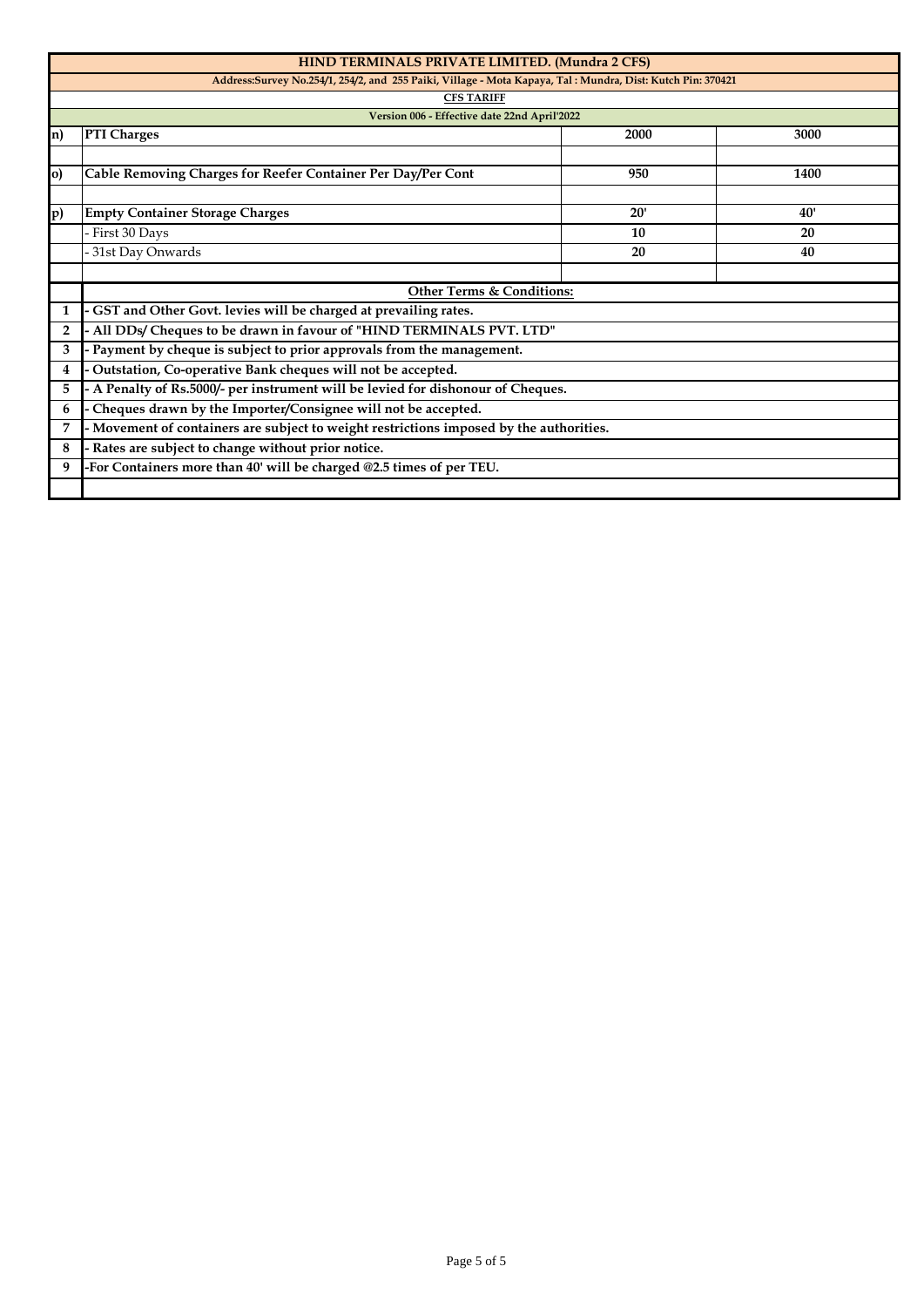# HIND TERMINALS PRIVATE LIMITED. (Mundra 2 CFS)

**Address:Survey No.254/1, 254/2, and 255 Paiki, Village - Mota Kapaya, Tal : Mundra, Dist: Kutch Pin: 370421**

**CFS TARIFF**

**Version 006 - Effective date 22nd April'2022**

| | | | |
|---|---|---|---|
| n) | **PTI Charges** | **2000** | **3000** |
| | | | |
| o) | **Cable Removing Charges for Reefer Container Per Day/Per Cont** | **950** | **1400** |
| | | | |
| p) | **Empty Container Storage Charges** | **20'** | **40'** |
| | - First 30 Days | **10** | **20** |
| | - 31st Day Onwards | **20** | **40** |

**Other Terms & Conditions:**

| | |
|---|---|
| 1 | **- GST and Other Govt. levies will be charged at prevailing rates.** |
| 2 | **- All DDs/ Cheques to be drawn in favour of "HIND TERMINALS PVT. LTD"** |
| 3 | **- Payment by cheque is subject to prior approvals from the management.** |
| 4 | **- Outstation, Co-operative Bank cheques will not be accepted.** |
| 5 | **- A Penalty of Rs.5000/- per instrument will be levied for dishonour of Cheques.** |
| 6 | **- Cheques drawn by the Importer/Consignee will not be accepted.** |
| 7 | **- Movement of containers are subject to weight restrictions imposed by the authorities.** |
| 8 | **- Rates are subject to change without prior notice.** |
| 9 | **-For Containers more than 40' will be charged @2.5 times of per TEU.** |